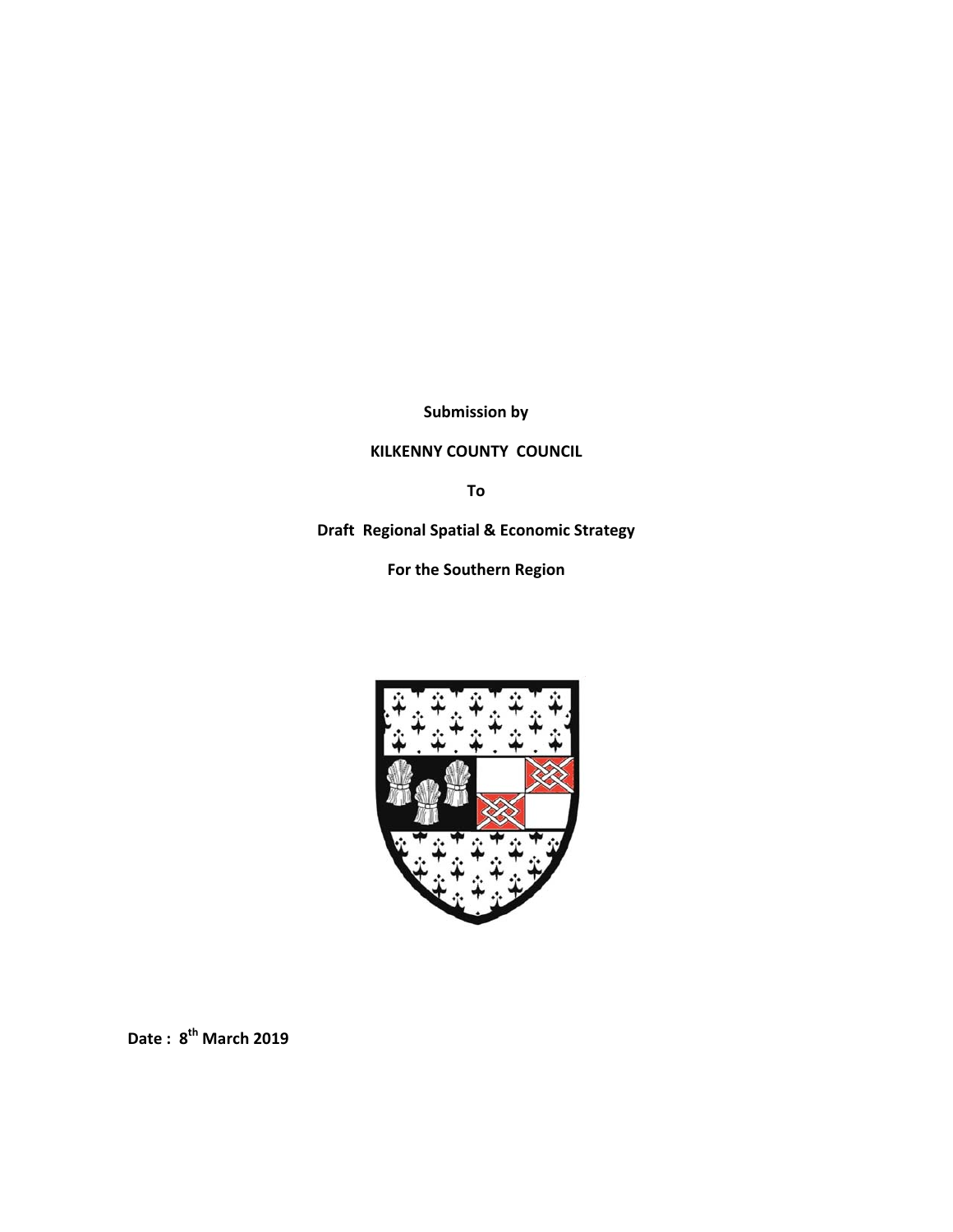**Submission by**

**KILKENNY COUNTY COUNCIL**

**To**

**Draft Regional Spatial & Economic Strategy**

**For the Southern Region**

**Date : 8th March 2019**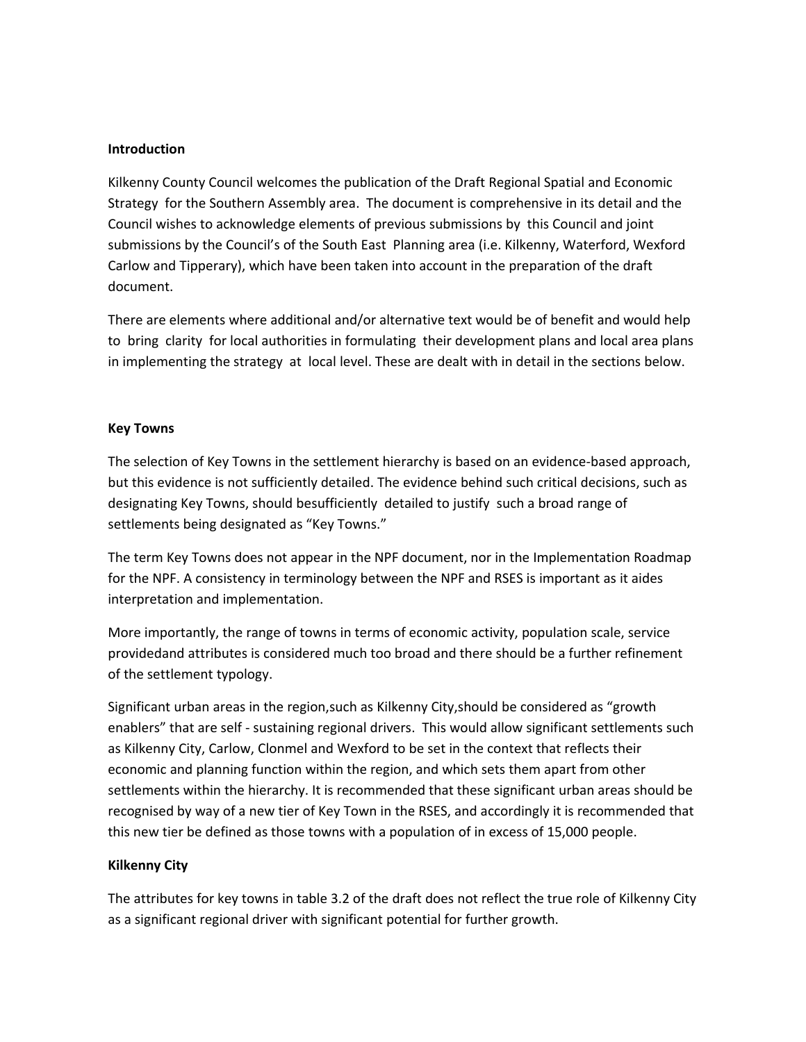**Introduction**

Kilkenny County Council welcomes the publication of the Draft Regional Spatial and Economic Strategy for the Southern Assembly area. The document is comprehensive in its detail and the Council wishes to acknowledge elements of previous submissions by this Council and joint submissions by the Council's of the South East Planning area (i.e. Kilkenny, Waterford, Wexford Carlow and Tipperary), which have been taken into account in the preparation of the draft document.

There are elements where additional and/or alternative text would be of benefit and would help to bring clarity for local authorities in formulating their development plans and local area plans in implementing the strategy at local level. These are dealt with in detail in the sections below.

**Key Towns**

The selection of Key Towns in the settlement hierarchy is based on an evidence-based approach, but this evidence is not sufficiently detailed. The evidence behind such critical decisions, such as designating Key Towns, should besufficiently detailed to justify such a broad range of settlements being designated as "Key Towns."

The term Key Towns does not appear in the NPF document, nor in the Implementation Roadmap for the NPF. A consistency in terminology between the NPF and RSES is important as it aides interpretation and implementation.

More importantly, the range of towns in terms of economic activity, population scale, service providedand attributes is considered much too broad and there should be a further refinement of the settlement typology.

Significant urban areas in the region,such as Kilkenny City,should be considered as "growth enablers" that are self - sustaining regional drivers. This would allow significant settlements such as Kilkenny City, Carlow, Clonmel and Wexford to be set in the context that reflects their economic and planning function within the region, and which sets them apart from other settlements within the hierarchy. It is recommended that these significant urban areas should be recognised by way of a new tier of Key Town in the RSES, and accordingly it is recommended that this new tier be defined as those towns with a population of in excess of 15,000 people.

**Kilkenny City**

The attributes for key towns in table 3.2 of the draft does not reflect the true role of Kilkenny City as a significant regional driver with significant potential for further growth.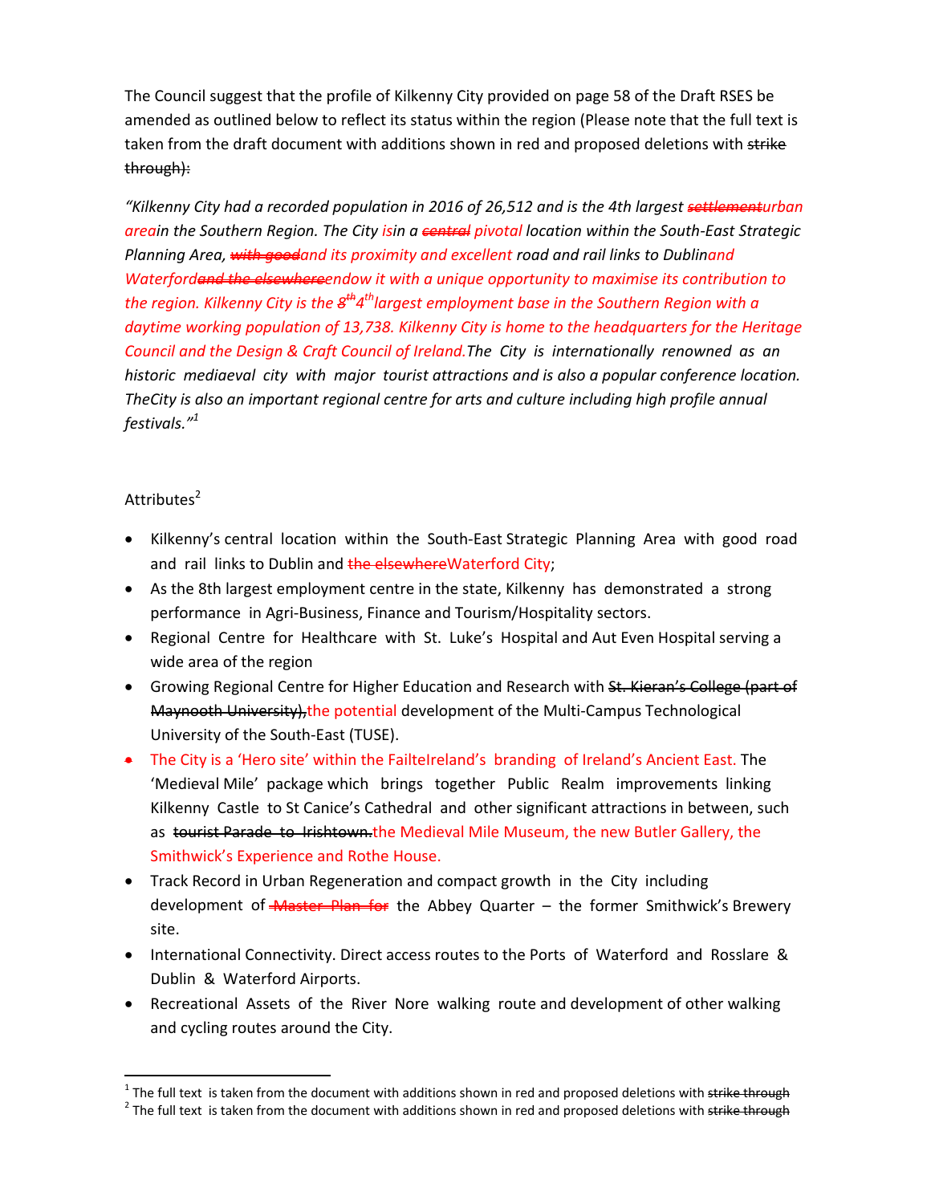The Council suggest that the profile of Kilkenny City provided on page 58 of the Draft RSES be amended as outlined below to reflect its status within the region (Please note that the full text is taken from the draft document with additions shown in red and proposed deletions with ~~strike through):~~

*"Kilkenny City had a recorded population in 2016 of 26,512 and is the 4th largest ~~settlement~~urban areain the Southern Region. The City isin a ~~central~~ pivotal location within the South-East Strategic Planning Area, ~~with good~~and its proximity and excellent road and rail links to Dublinand Waterford~~and the elsewhere~~endow it with a unique opportunity to maximise its contribution to the region. Kilkenny City is the ~~8th~~4th largest employment base in the Southern Region with a daytime working population of 13,738. Kilkenny City is home to the headquarters for the Heritage Council and the Design & Craft Council of Ireland.The City is internationally renowned as an historic mediaeval city with major tourist attractions and is also a popular conference location. TheCity is also an important regional centre for arts and culture including high profile annual festivals."*[1]

Attributes[2]

- Kilkenny's central location within the South-East Strategic Planning Area with good road and rail links to Dublin and ~~the elsewhere~~Waterford City;
- As the 8th largest employment centre in the state, Kilkenny has demonstrated a strong performance in Agri-Business, Finance and Tourism/Hospitality sectors.
- Regional Centre for Healthcare with St. Luke's Hospital and Aut Even Hospital serving a wide area of the region
- Growing Regional Centre for Higher Education and Research with ~~St. Kieran's College (part of Maynooth University),~~the potential development of the Multi-Campus Technological University of the South-East (TUSE).
- The City is a 'Hero site' within the FailteIreland's branding of Ireland's Ancient East. The 'Medieval Mile' package which brings together Public Realm improvements linking Kilkenny Castle to St Canice's Cathedral and other significant attractions in between, such as ~~tourist Parade to Irishtown.~~the Medieval Mile Museum, the new Butler Gallery, the Smithwick's Experience and Rothe House.
- Track Record in Urban Regeneration and compact growth in the City including development of ~~Master Plan for~~ the Abbey Quarter – the former Smithwick's Brewery site.
- International Connectivity. Direct access routes to the Ports of Waterford and Rosslare & Dublin & Waterford Airports.
- Recreational Assets of the River Nore walking route and development of other walking and cycling routes around the City.

[1] The full text is taken from the document with additions shown in red and proposed deletions with ~~strike through~~

[2] The full text is taken from the document with additions shown in red and proposed deletions with ~~strike through~~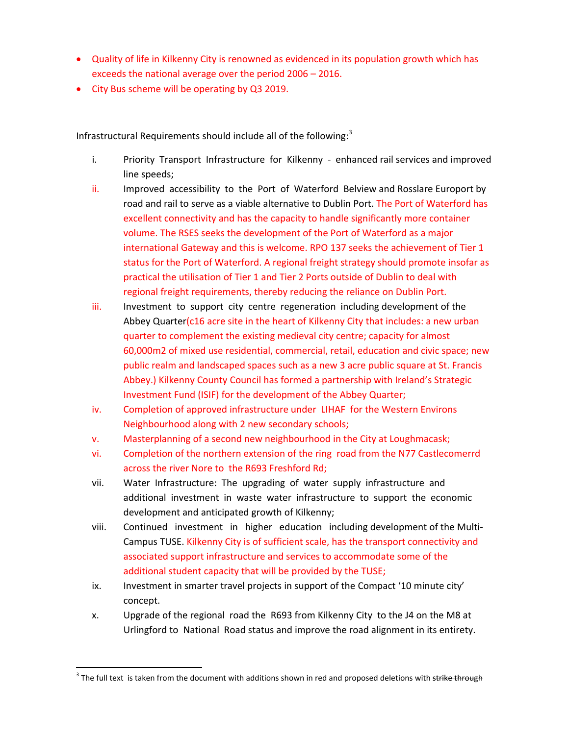- Quality of life in Kilkenny City is renowned as evidenced in its population growth which has exceeds the national average over the period 2006 – 2016.
- City Bus scheme will be operating by Q3 2019.

Infrastructural Requirements should include all of the following:[3]

i. Priority Transport Infrastructure for Kilkenny - enhanced rail services and improved line speeds;

ii. Improved accessibility to the Port of Waterford Belview and Rosslare Europort by road and rail to serve as a viable alternative to Dublin Port. The Port of Waterford has excellent connectivity and has the capacity to handle significantly more container volume. The RSES seeks the development of the Port of Waterford as a major international Gateway and this is welcome. RPO 137 seeks the achievement of Tier 1 status for the Port of Waterford. A regional freight strategy should promote insofar as practical the utilisation of Tier 1 and Tier 2 Ports outside of Dublin to deal with regional freight requirements, thereby reducing the reliance on Dublin Port.

iii. Investment to support city centre regeneration including development of the Abbey Quarter(c16 acre site in the heart of Kilkenny City that includes: a new urban quarter to complement the existing medieval city centre; capacity for almost 60,000m2 of mixed use residential, commercial, retail, education and civic space; new public realm and landscaped spaces such as a new 3 acre public square at St. Francis Abbey.) Kilkenny County Council has formed a partnership with Ireland's Strategic Investment Fund (ISIF) for the development of the Abbey Quarter;

iv. Completion of approved infrastructure under LIHAF for the Western Environs Neighbourhood along with 2 new secondary schools;

v. Masterplanning of a second new neighbourhood in the City at Loughmacask;

vi. Completion of the northern extension of the ring road from the N77 Castlecomerrd across the river Nore to the R693 Freshford Rd;

vii. Water Infrastructure: The upgrading of water supply infrastructure and additional investment in waste water infrastructure to support the economic development and anticipated growth of Kilkenny;

viii. Continued investment in higher education including development of the Multi-Campus TUSE. Kilkenny City is of sufficient scale, has the transport connectivity and associated support infrastructure and services to accommodate some of the additional student capacity that will be provided by the TUSE;

ix. Investment in smarter travel projects in support of the Compact '10 minute city' concept.

x. Upgrade of the regional road the R693 from Kilkenny City to the J4 on the M8 at Urlingford to National Road status and improve the road alignment in its entirety.

---

[3] The full text is taken from the document with additions shown in red and proposed deletions with ~~strike through~~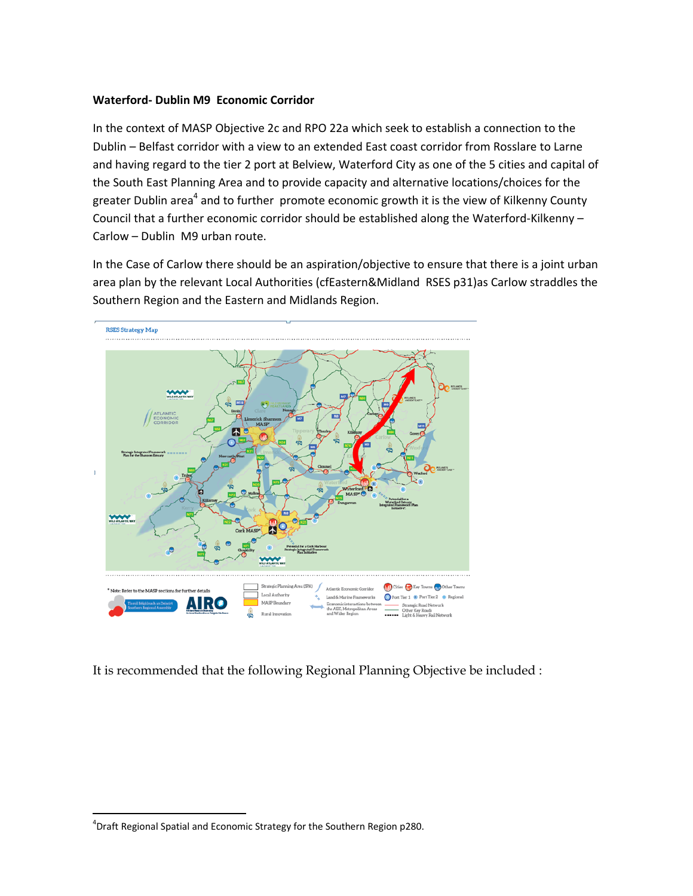**Waterford- Dublin M9 Economic Corridor**

In the context of MASP Objective 2c and RPO 22a which seek to establish a connection to the Dublin – Belfast corridor with a view to an extended East coast corridor from Rosslare to Larne and having regard to the tier 2 port at Belview, Waterford City as one of the 5 cities and capital of the South East Planning Area and to provide capacity and alternative locations/choices for the greater Dublin area[4] and to further promote economic growth it is the view of Kilkenny County Council that a further economic corridor should be established along the Waterford-Kilkenny – Carlow – Dublin M9 urban route.

In the Case of Carlow there should be an aspiration/objective to ensure that there is a joint urban area plan by the relevant Local Authorities (cfEastern&Midland RSES p31)as Carlow straddles the Southern Region and the Eastern and Midlands Region.

RSES Strategy Map

It is recommended that the following Regional Planning Objective be included :

[4] Draft Regional Spatial and Economic Strategy for the Southern Region p280.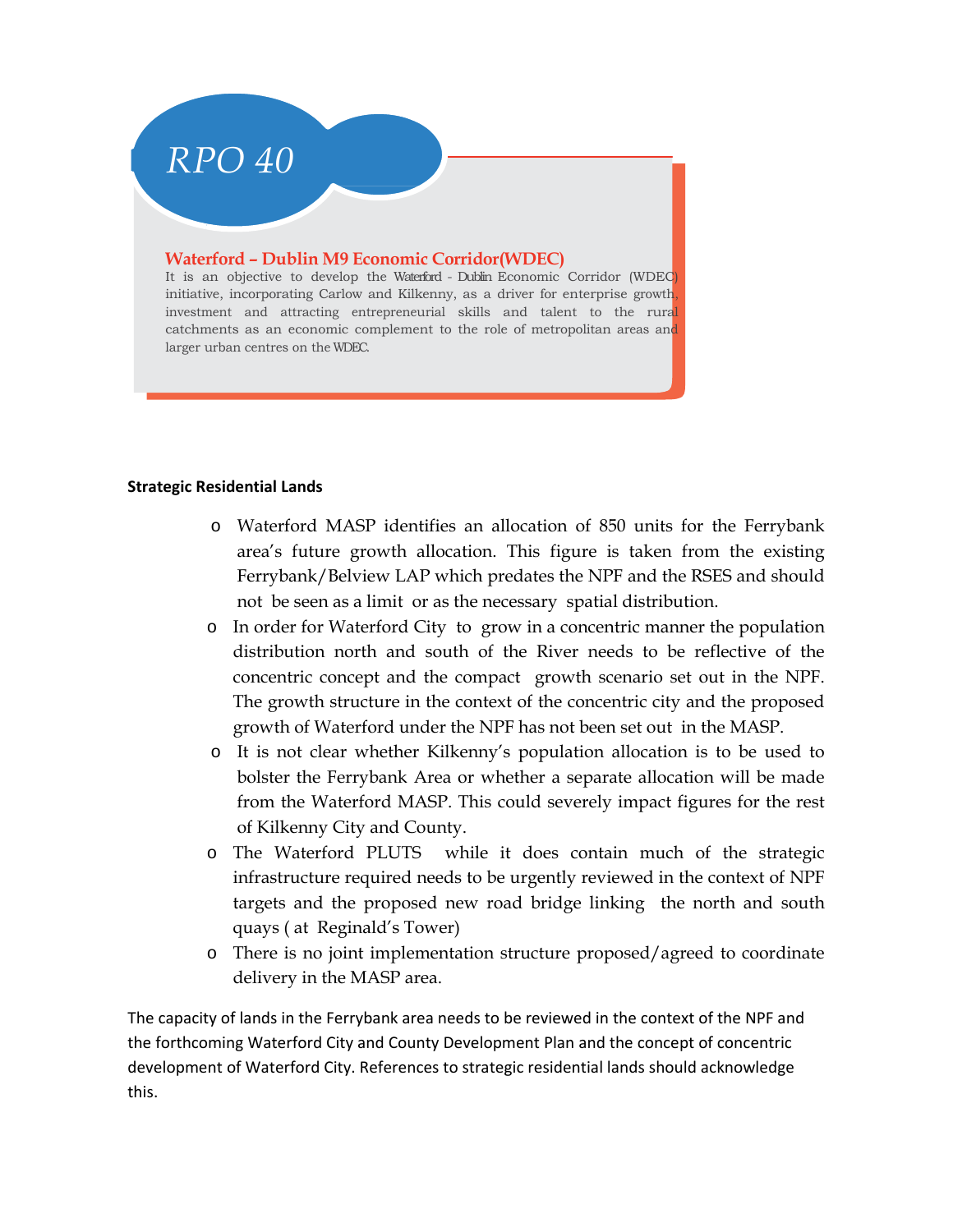## RPO 40

**Waterford – Dublin M9 Economic Corridor(WDEC)**

It is an objective to develop the Waterford - Dublin Economic Corridor (WDEC) initiative, incorporating Carlow and Kilkenny, as a driver for enterprise growth, investment and attracting entrepreneurial skills and talent to the rural catchments as an economic complement to the role of metropolitan areas and larger urban centres on the WDEC.

**Strategic Residential Lands**

- Waterford MASP identifies an allocation of 850 units for the Ferrybank area's future growth allocation. This figure is taken from the existing Ferrybank/Belview LAP which predates the NPF and the RSES and should not be seen as a limit or as the necessary spatial distribution.
- In order for Waterford City to grow in a concentric manner the population distribution north and south of the River needs to be reflective of the concentric concept and the compact growth scenario set out in the NPF. The growth structure in the context of the concentric city and the proposed growth of Waterford under the NPF has not been set out in the MASP.
- It is not clear whether Kilkenny's population allocation is to be used to bolster the Ferrybank Area or whether a separate allocation will be made from the Waterford MASP. This could severely impact figures for the rest of Kilkenny City and County.
- The Waterford PLUTS while it does contain much of the strategic infrastructure required needs to be urgently reviewed in the context of NPF targets and the proposed new road bridge linking the north and south quays ( at Reginald's Tower)
- There is no joint implementation structure proposed/agreed to coordinate delivery in the MASP area.

The capacity of lands in the Ferrybank area needs to be reviewed in the context of the NPF and the forthcoming Waterford City and County Development Plan and the concept of concentric development of Waterford City. References to strategic residential lands should acknowledge this.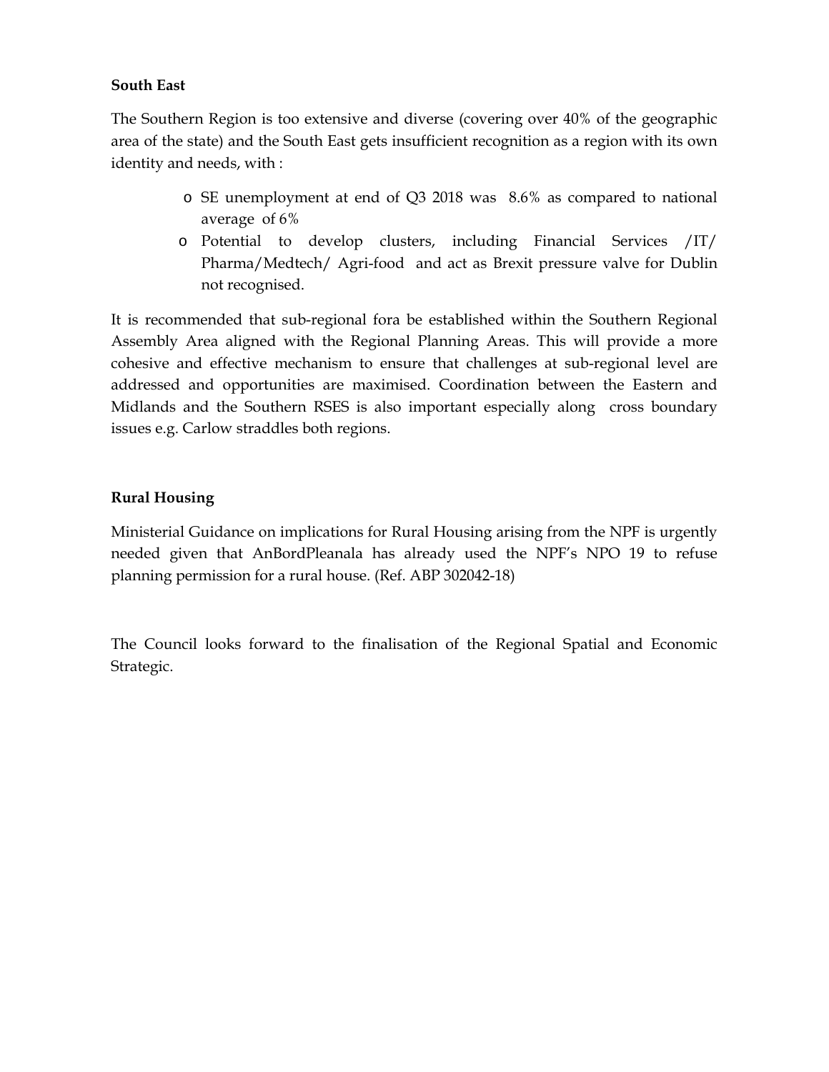**South East**

The Southern Region is too extensive and diverse (covering over 40% of the geographic area of the state) and the South East gets insufficient recognition as a region with its own identity and needs, with :

- SE unemployment at end of Q3 2018 was 8.6% as compared to national average of 6%
- Potential to develop clusters, including Financial Services /IT/ Pharma/Medtech/ Agri-food and act as Brexit pressure valve for Dublin not recognised.

It is recommended that sub-regional fora be established within the Southern Regional Assembly Area aligned with the Regional Planning Areas. This will provide a more cohesive and effective mechanism to ensure that challenges at sub-regional level are addressed and opportunities are maximised. Coordination between the Eastern and Midlands and the Southern RSES is also important especially along cross boundary issues e.g. Carlow straddles both regions.

**Rural Housing**

Ministerial Guidance on implications for Rural Housing arising from the NPF is urgently needed given that AnBordPleanala has already used the NPF's NPO 19 to refuse planning permission for a rural house. (Ref. ABP 302042-18)

The Council looks forward to the finalisation of the Regional Spatial and Economic Strategic.